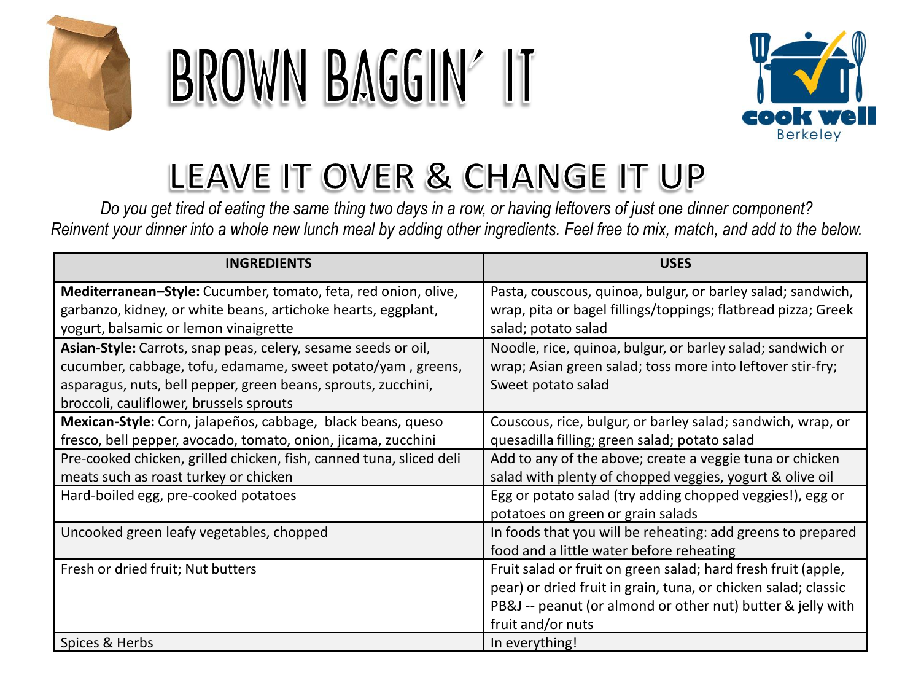# BROWN BAGGIN' IT

cook well
Berkeley

## LEAVE IT OVER & CHANGE IT UP

*Do you get tired of eating the same thing two days in a row, or having leftovers of just one dinner component? Reinvent your dinner into a whole new lunch meal by adding other ingredients. Feel free to mix, match, and add to the below.*

| INGREDIENTS | USES |
|---|---|
| **Mediterranean–Style:** Cucumber, tomato, feta, red onion, olive, garbanzo, kidney, or white beans, artichoke hearts, eggplant, yogurt, balsamic or lemon vinaigrette | Pasta, couscous, quinoa, bulgur, or barley salad; sandwich, wrap, pita or bagel fillings/toppings; flatbread pizza; Greek salad; potato salad |
| **Asian-Style:** Carrots, snap peas, celery, sesame seeds or oil, cucumber, cabbage, tofu, edamame, sweet potato/yam , greens, asparagus, nuts, bell pepper, green beans, sprouts, zucchini, broccoli, cauliflower, brussels sprouts | Noodle, rice, quinoa, bulgur, or barley salad; sandwich or wrap; Asian green salad; toss more into leftover stir-fry; Sweet potato salad |
| **Mexican-Style:** Corn, jalapeños, cabbage, black beans, queso fresco, bell pepper, avocado, tomato, onion, jicama, zucchini | Couscous, rice, bulgur, or barley salad; sandwich, wrap, or quesadilla filling; green salad; potato salad |
| Pre-cooked chicken, grilled chicken, fish, canned tuna, sliced deli meats such as roast turkey or chicken | Add to any of the above; create a veggie tuna or chicken salad with plenty of chopped veggies, yogurt & olive oil |
| Hard-boiled egg, pre-cooked potatoes | Egg or potato salad (try adding chopped veggies!), egg or potatoes on green or grain salads |
| Uncooked green leafy vegetables, chopped | In foods that you will be reheating: add greens to prepared food and a little water before reheating |
| Fresh or dried fruit; Nut butters | Fruit salad or fruit on green salad; hard fresh fruit (apple, pear) or dried fruit in grain, tuna, or chicken salad; classic PB&J -- peanut (or almond or other nut) butter & jelly with fruit and/or nuts |
| Spices & Herbs | In everything! |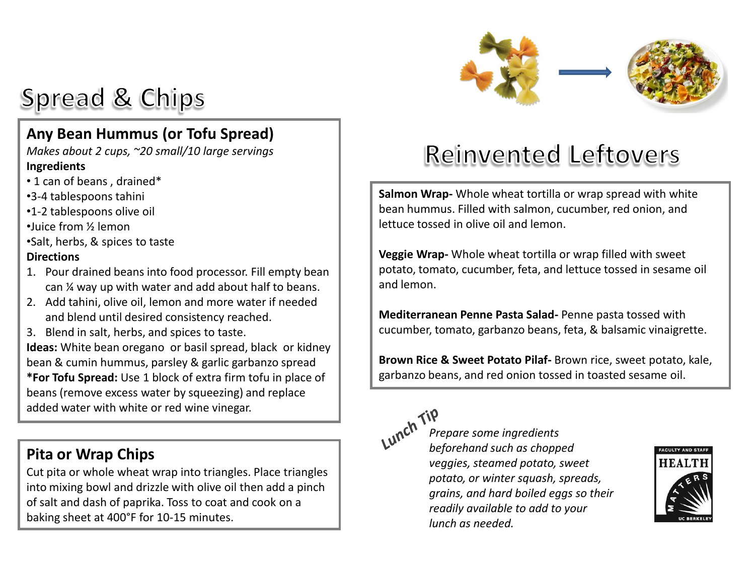# Spread & Chips

## Any Bean Hummus (or Tofu Spread)

*Makes about 2 cups, ~20 small/10 large servings*

**Ingredients**

- 1 can of beans , drained*
- 3-4 tablespoons tahini
- 1-2 tablespoons olive oil
- Juice from ½ lemon
- Salt, herbs, & spices to taste

**Directions**

1. Pour drained beans into food processor. Fill empty bean can ¼ way up with water and add about half to beans.
2. Add tahini, olive oil, lemon and more water if needed and blend until desired consistency reached.
3. Blend in salt, herbs, and spices to taste.

**Ideas:** White bean oregano or basil spread, black or kidney bean & cumin hummus, parsley & garlic garbanzo spread

***For Tofu Spread:** Use 1 block of extra firm tofu in place of beans (remove excess water by squeezing) and replace added water with white or red wine vinegar.

## Pita or Wrap Chips

Cut pita or whole wheat wrap into triangles. Place triangles into mixing bowl and drizzle with olive oil then add a pinch of salt and dash of paprika. Toss to coat and cook on a baking sheet at 400°F for 10-15 minutes.

# Reinvented Leftovers

**Salmon Wrap-** Whole wheat tortilla or wrap spread with white bean hummus. Filled with salmon, cucumber, red onion, and lettuce tossed in olive oil and lemon.

**Veggie Wrap-** Whole wheat tortilla or wrap filled with sweet potato, tomato, cucumber, feta, and lettuce tossed in sesame oil and lemon.

**Mediterranean Penne Pasta Salad-** Penne pasta tossed with cucumber, tomato, garbanzo beans, feta, & balsamic vinaigrette.

**Brown Rice & Sweet Potato Pilaf-** Brown rice, sweet potato, kale, garbanzo beans, and red onion tossed in toasted sesame oil.

**Lunch Tip**

*Prepare some ingredients beforehand such as chopped veggies, steamed potato, sweet potato, or winter squash, spreads, grains, and hard boiled eggs so their readily available to add to your lunch as needed.*

FACULTY AND STAFF HEALTH MATTERS UC BERKELEY